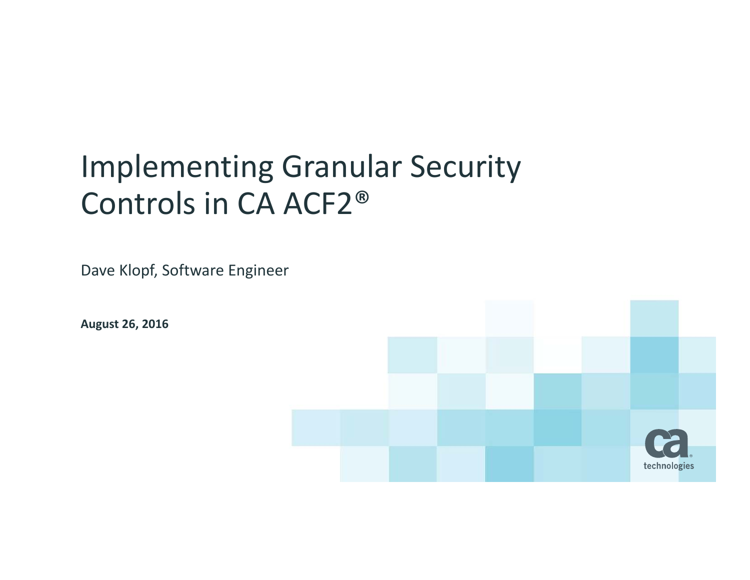# Implementing Granular Security Controls in CA ACF2®

Dave Klopf, Software Engineer

**August 26, 2016**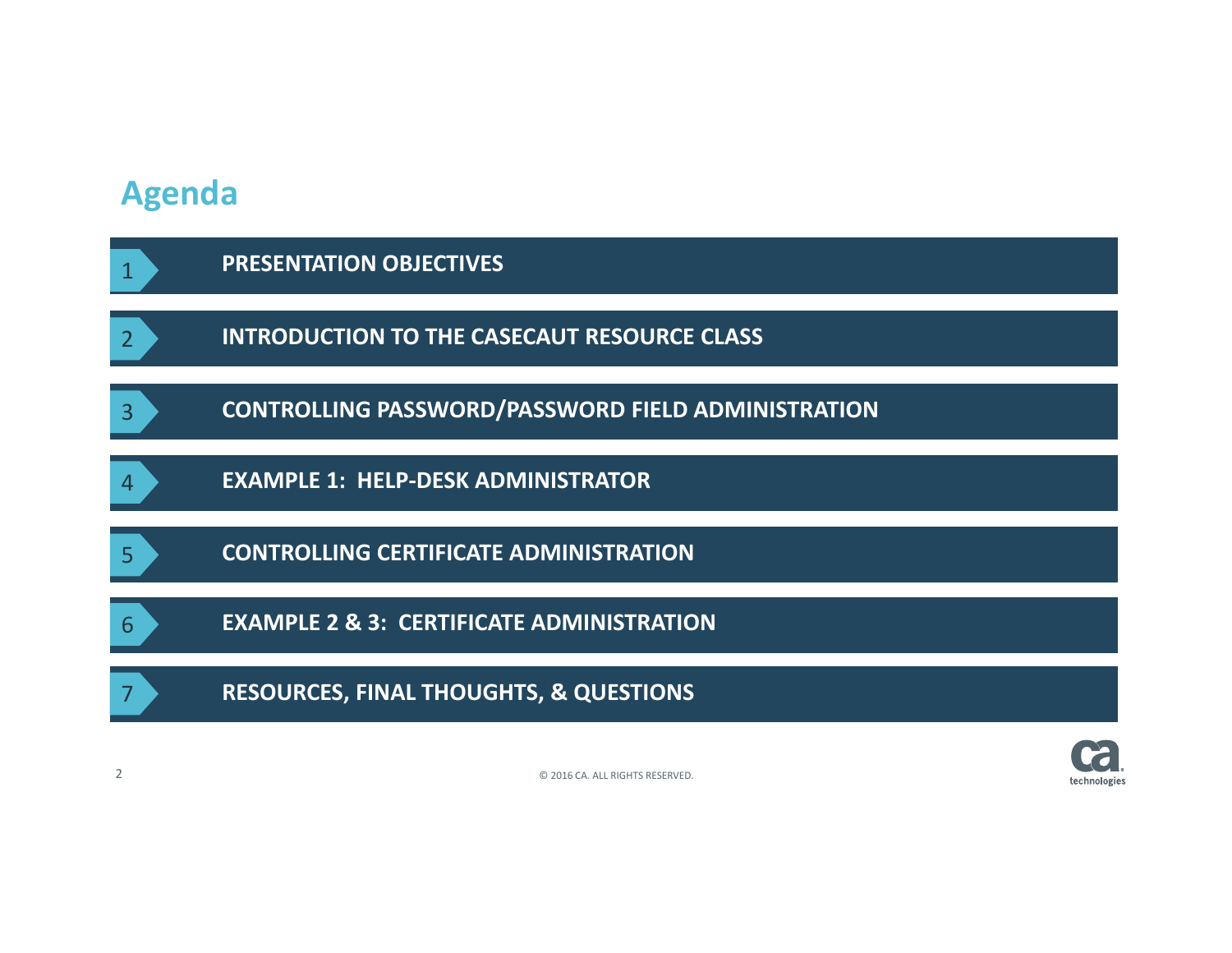# Agenda

1. PRESENTATION OBJECTIVES
2. INTRODUCTION TO THE CASECAUT RESOURCE CLASS
3. CONTROLLING PASSWORD/PASSWORD FIELD ADMINISTRATION
4. EXAMPLE 1: HELP-DESK ADMINISTRATOR
5. CONTROLLING CERTIFICATE ADMINISTRATION
6. EXAMPLE 2 & 3: CERTIFICATE ADMINISTRATION
7. RESOURCES, FINAL THOUGHTS, & QUESTIONS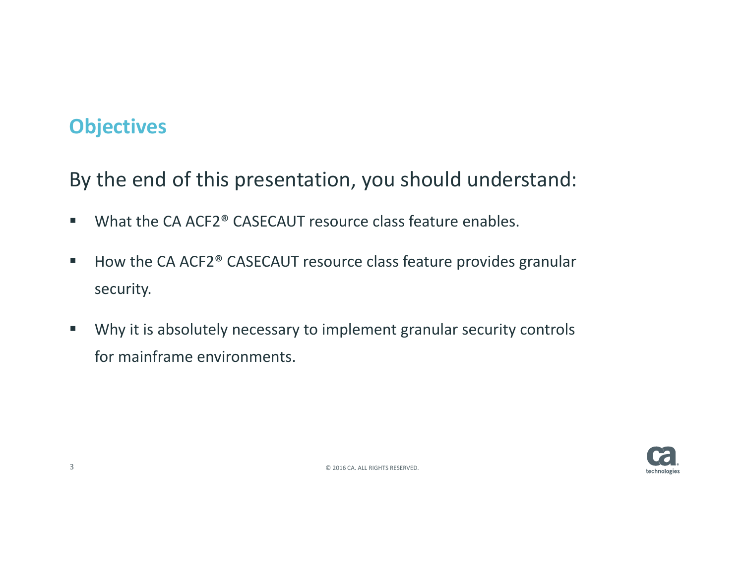# Objectives

By the end of this presentation, you should understand:

- What the CA ACF2® CASECAUT resource class feature enables.
- How the CA ACF2® CASECAUT resource class feature provides granular security.
- Why it is absolutely necessary to implement granular security controls for mainframe environments.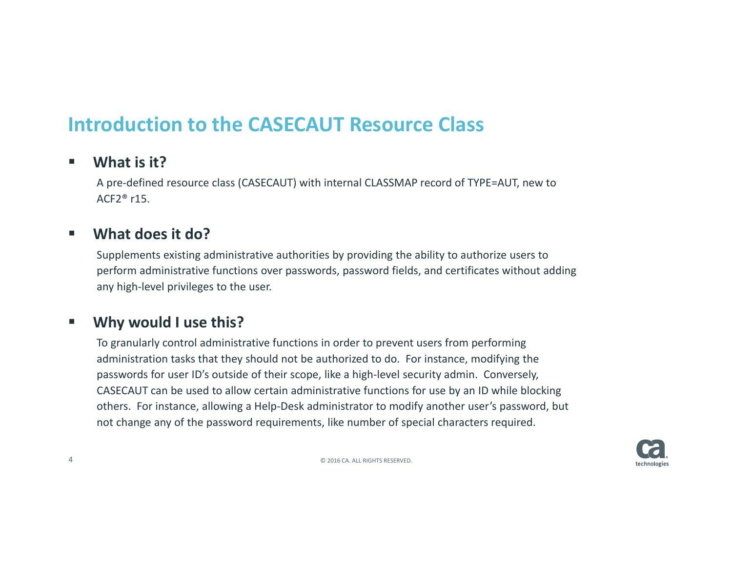# Introduction to the CASECAUT Resource Class

- **What is it?**

  A pre-defined resource class (CASECAUT) with internal CLASSMAP record of TYPE=AUT, new to ACF2® r15.

- **What does it do?**

  Supplements existing administrative authorities by providing the ability to authorize users to perform administrative functions over passwords, password fields, and certificates without adding any high-level privileges to the user.

- **Why would I use this?**

  To granularly control administrative functions in order to prevent users from performing administration tasks that they should not be authorized to do. For instance, modifying the passwords for user ID's outside of their scope, like a high-level security admin. Conversely, CASECAUT can be used to allow certain administrative functions for use by an ID while blocking others. For instance, allowing a Help-Desk administrator to modify another user's password, but not change any of the password requirements, like number of special characters required.

© 2016 CA. ALL RIGHTS RESERVED.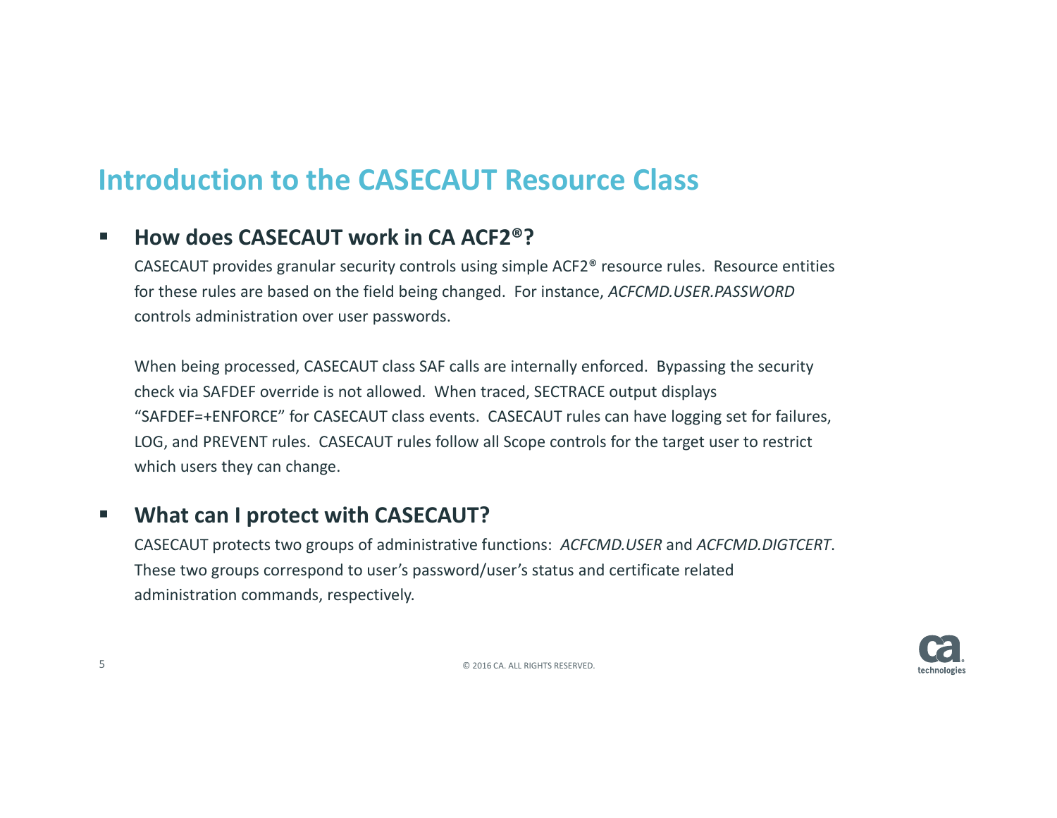# Introduction to the CASECAUT Resource Class

- **How does CASECAUT work in CA ACF2®?**

  CASECAUT provides granular security controls using simple ACF2® resource rules. Resource entities for these rules are based on the field being changed. For instance, *ACFCMD.USER.PASSWORD* controls administration over user passwords.

  When being processed, CASECAUT class SAF calls are internally enforced. Bypassing the security check via SAFDEF override is not allowed. When traced, SECTRACE output displays "SAFDEF=+ENFORCE" for CASECAUT class events. CASECAUT rules can have logging set for failures, LOG, and PREVENT rules. CASECAUT rules follow all Scope controls for the target user to restrict which users they can change.

- **What can I protect with CASECAUT?**

  CASECAUT protects two groups of administrative functions: *ACFCMD.USER* and *ACFCMD.DIGTCERT*. These two groups correspond to user's password/user's status and certificate related administration commands, respectively.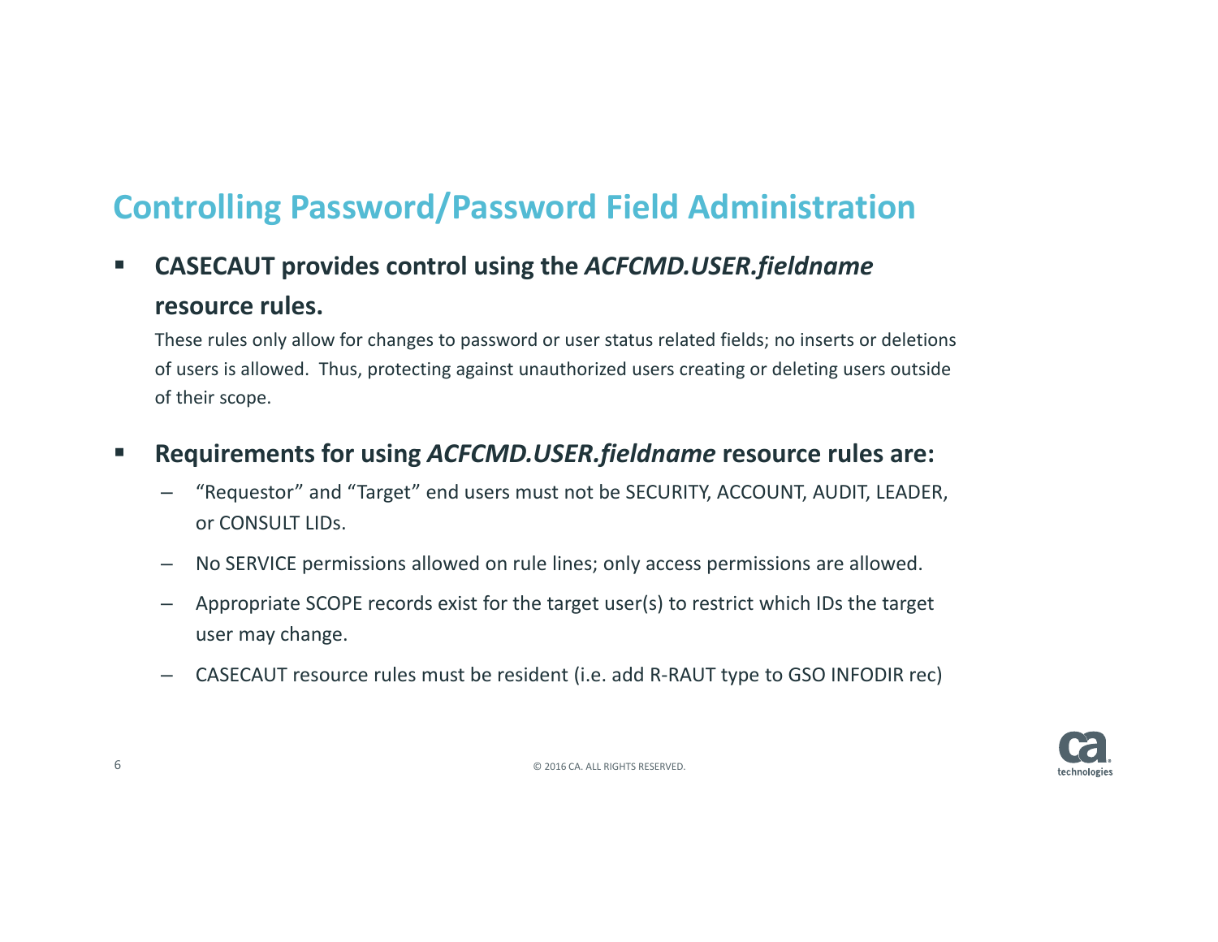# Controlling Password/Password Field Administration

- **CASECAUT provides control using the *ACFCMD.USER.fieldname* resource rules.**

  These rules only allow for changes to password or user status related fields; no inserts or deletions of users is allowed. Thus, protecting against unauthorized users creating or deleting users outside of their scope.

- **Requirements for using *ACFCMD.USER.fieldname* resource rules are:**
  - "Requestor" and "Target" end users must not be SECURITY, ACCOUNT, AUDIT, LEADER, or CONSULT LIDs.
  - No SERVICE permissions allowed on rule lines; only access permissions are allowed.
  - Appropriate SCOPE records exist for the target user(s) to restrict which IDs the target user may change.
  - CASECAUT resource rules must be resident (i.e. add R-RAUT type to GSO INFODIR rec)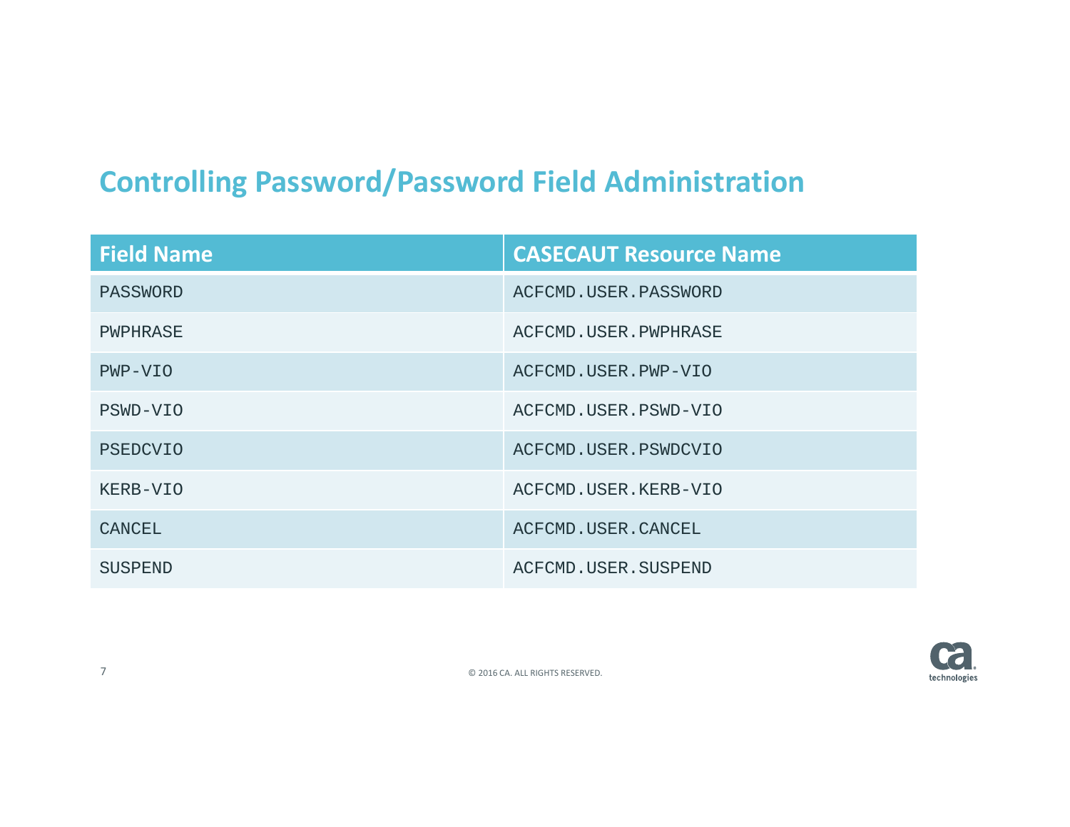# Controlling Password/Password Field Administration

| Field Name | CASECAUT Resource Name |
|---|---|
| PASSWORD | ACFCMD.USER.PASSWORD |
| PWPHRASE | ACFCMD.USER.PWPHRASE |
| PWP-VIO | ACFCMD.USER.PWP-VIO |
| PSWD-VIO | ACFCMD.USER.PSWD-VIO |
| PSEDCVIO | ACFCMD.USER.PSWDCVIO |
| KERB-VIO | ACFCMD.USER.KERB-VIO |
| CANCEL | ACFCMD.USER.CANCEL |
| SUSPEND | ACFCMD.USER.SUSPEND |

© 2016 CA. ALL RIGHTS RESERVED.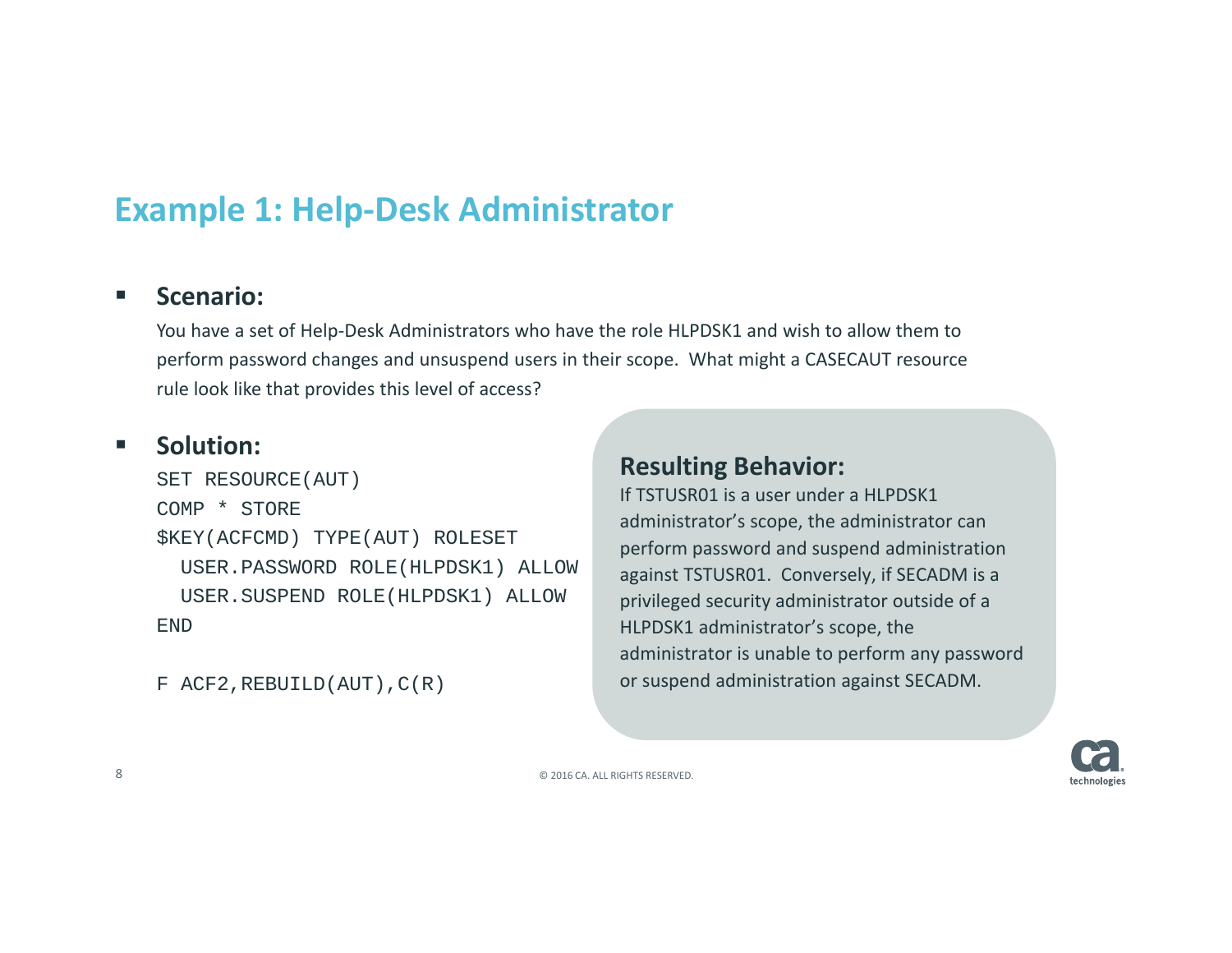# Example 1: Help-Desk Administrator

- **Scenario:**

  You have a set of Help-Desk Administrators who have the role HLPDSK1 and wish to allow them to perform password changes and unsuspend users in their scope. What might a CASECAUT resource rule look like that provides this level of access?

- **Solution:**

```
SET RESOURCE(AUT)
COMP * STORE
$KEY(ACFCMD) TYPE(AUT) ROLESET
  USER.PASSWORD ROLE(HLPDSK1) ALLOW
  USER.SUSPEND ROLE(HLPDSK1) ALLOW
END

F ACF2,REBUILD(AUT),C(R)
```

### Resulting Behavior:

If TSTUSR01 is a user under a HLPDSK1 administrator's scope, the administrator can perform password and suspend administration against TSTUSR01. Conversely, if SECADM is a privileged security administrator outside of a HLPDSK1 administrator's scope, the administrator is unable to perform any password or suspend administration against SECADM.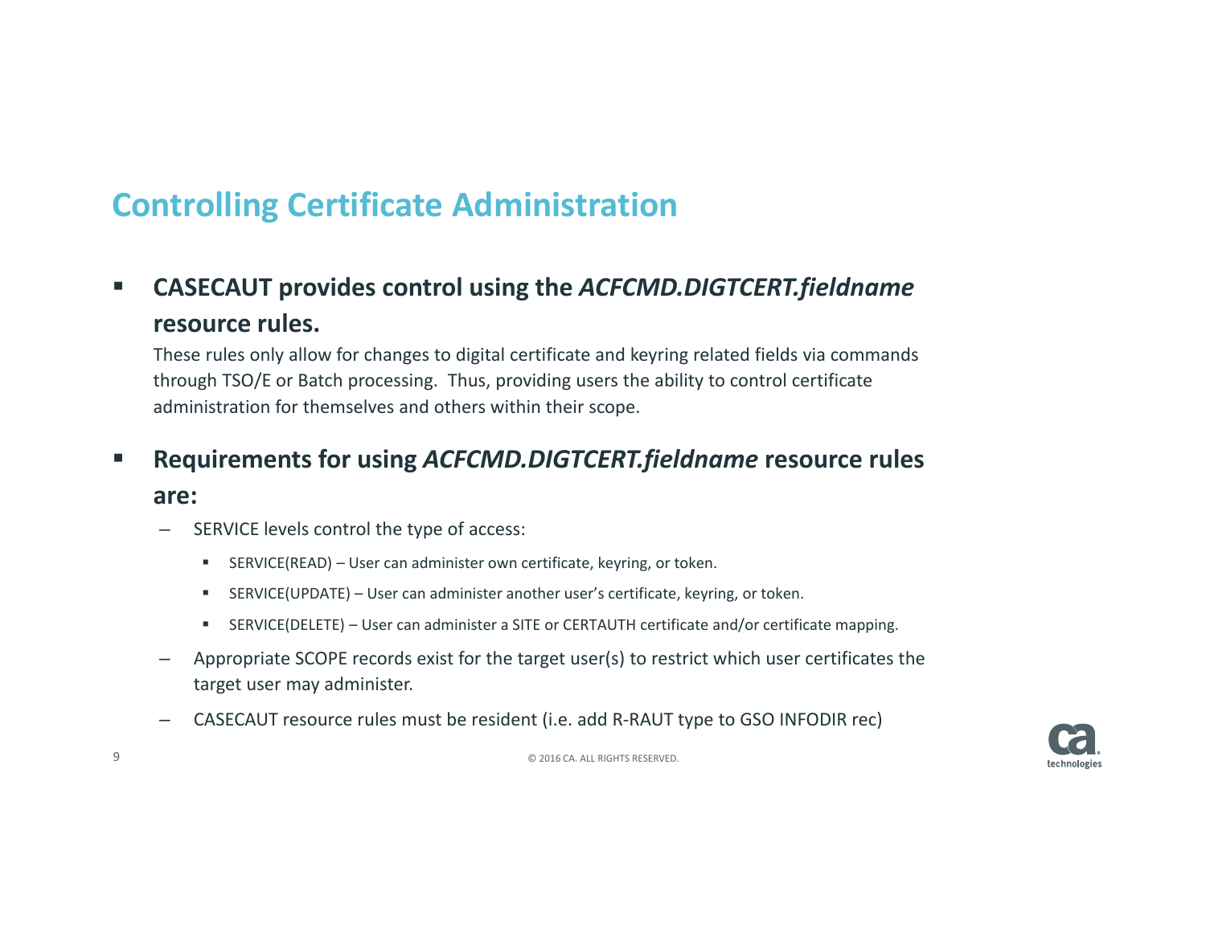# Controlling Certificate Administration

- **CASECAUT provides control using the *ACFCMD.DIGTCERT.fieldname* resource rules.**

  These rules only allow for changes to digital certificate and keyring related fields via commands through TSO/E or Batch processing. Thus, providing users the ability to control certificate administration for themselves and others within their scope.

- **Requirements for using *ACFCMD.DIGTCERT.fieldname* resource rules are:**
  - SERVICE levels control the type of access:
    - SERVICE(READ) – User can administer own certificate, keyring, or token.
    - SERVICE(UPDATE) – User can administer another user's certificate, keyring, or token.
    - SERVICE(DELETE) – User can administer a SITE or CERTAUTH certificate and/or certificate mapping.
  - Appropriate SCOPE records exist for the target user(s) to restrict which user certificates the target user may administer.
  - CASECAUT resource rules must be resident (i.e. add R-RAUT type to GSO INFODIR rec)

© 2016 CA. ALL RIGHTS RESERVED.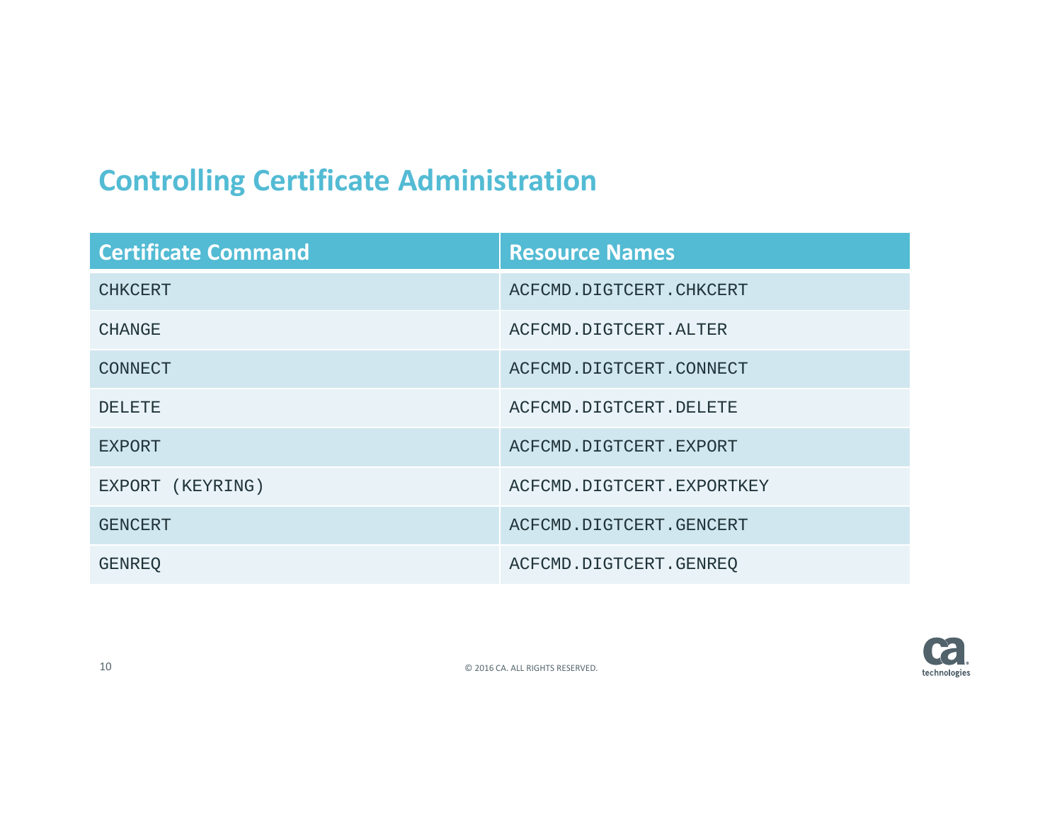## Controlling Certificate Administration

| Certificate Command | Resource Names |
| --- | --- |
| CHKCERT | ACFCMD.DIGTCERT.CHKCERT |
| CHANGE | ACFCMD.DIGTCERT.ALTER |
| CONNECT | ACFCMD.DIGTCERT.CONNECT |
| DELETE | ACFCMD.DIGTCERT.DELETE |
| EXPORT | ACFCMD.DIGTCERT.EXPORT |
| EXPORT (KEYRING) | ACFCMD.DIGTCERT.EXPORTKEY |
| GENCERT | ACFCMD.DIGTCERT.GENCERT |
| GENREQ | ACFCMD.DIGTCERT.GENREQ |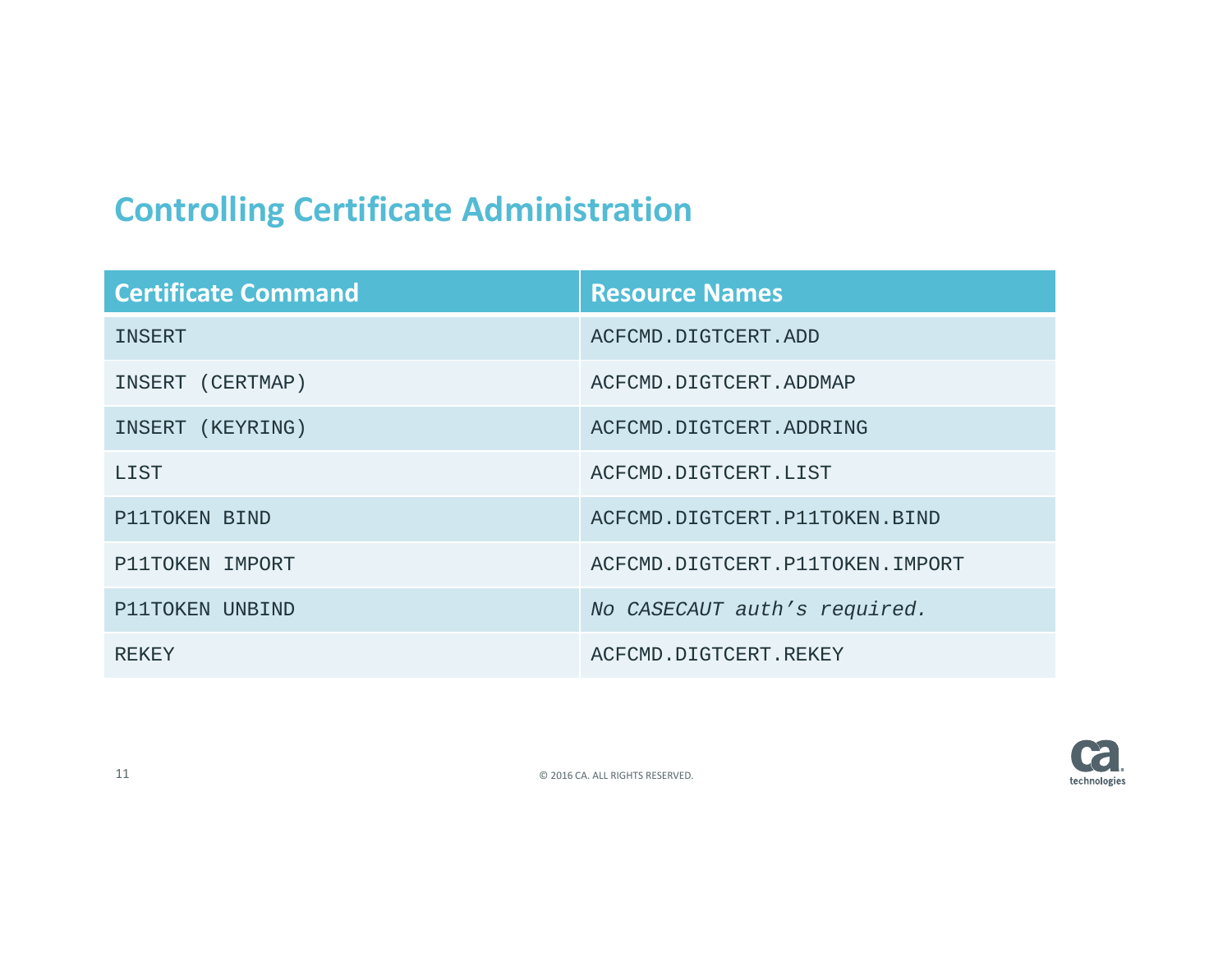## Controlling Certificate Administration

| Certificate Command | Resource Names |
|---|---|
| INSERT | ACFCMD.DIGTCERT.ADD |
| INSERT (CERTMAP) | ACFCMD.DIGTCERT.ADDMAP |
| INSERT (KEYRING) | ACFCMD.DIGTCERT.ADDRING |
| LIST | ACFCMD.DIGTCERT.LIST |
| P11TOKEN BIND | ACFCMD.DIGTCERT.P11TOKEN.BIND |
| P11TOKEN IMPORT | ACFCMD.DIGTCERT.P11TOKEN.IMPORT |
| P11TOKEN UNBIND | *No CASECAUT auth's required.* |
| REKEY | ACFCMD.DIGTCERT.REKEY |

© 2016 CA. ALL RIGHTS RESERVED.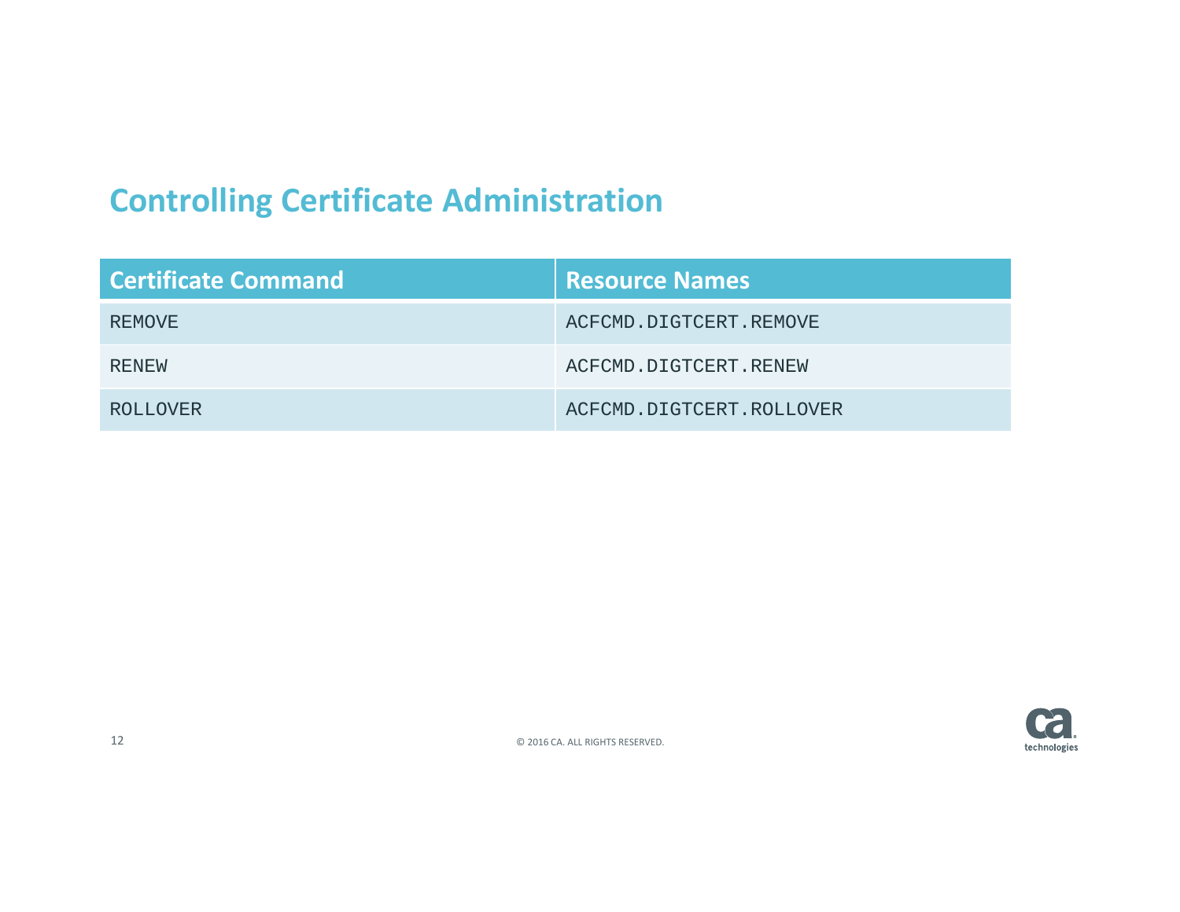# Controlling Certificate Administration

| Certificate Command | Resource Names |
| --- | --- |
| REMOVE | ACFCMD.DIGTCERT.REMOVE |
| RENEW | ACFCMD.DIGTCERT.RENEW |
| ROLLOVER | ACFCMD.DIGTCERT.ROLLOVER |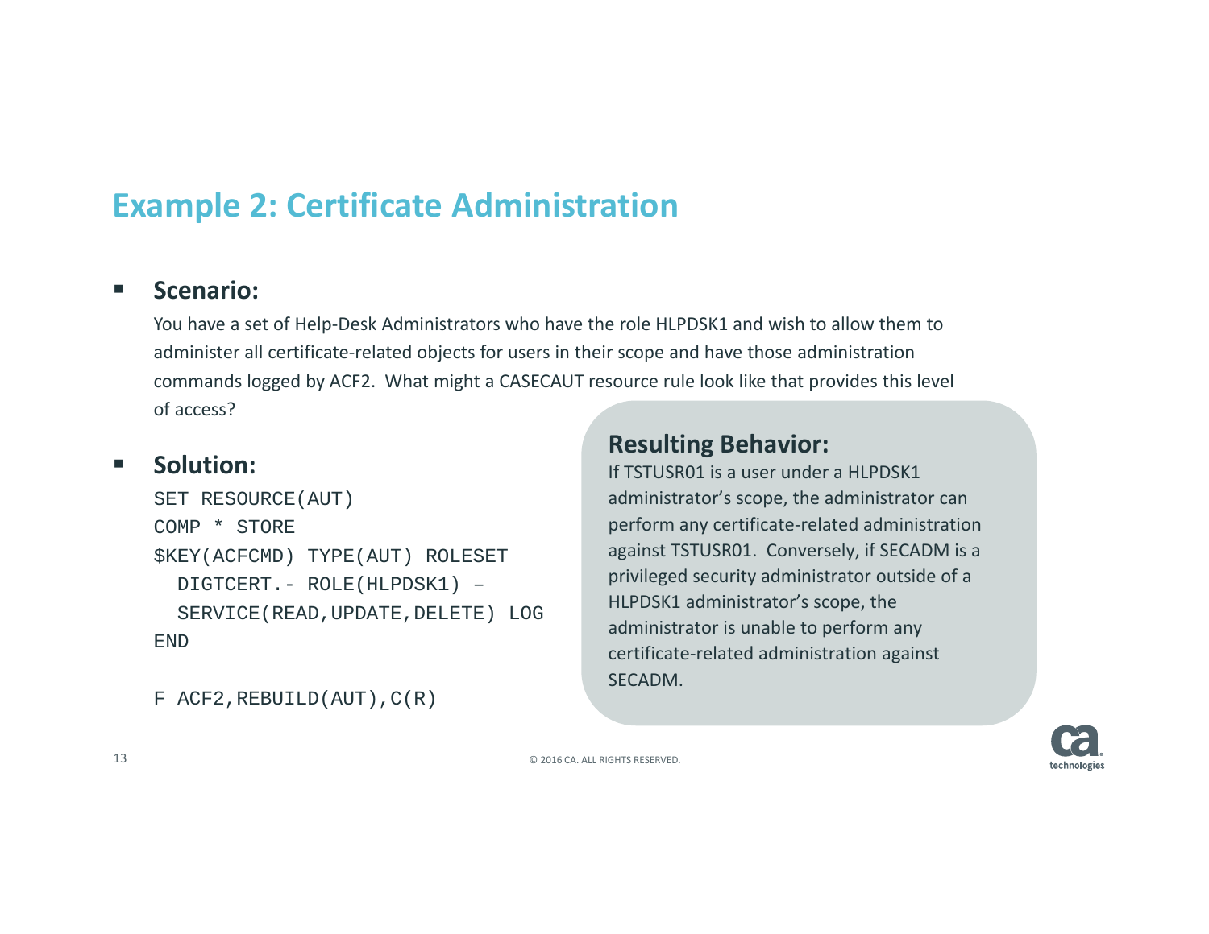# Example 2: Certificate Administration

- **Scenario:**

  You have a set of Help-Desk Administrators who have the role HLPDSK1 and wish to allow them to administer all certificate-related objects for users in their scope and have those administration commands logged by ACF2. What might a CASECAUT resource rule look like that provides this level of access?

- **Solution:**

```
SET RESOURCE(AUT)
COMP * STORE
$KEY(ACFCMD) TYPE(AUT) ROLESET
  DIGTCERT.- ROLE(HLPDSK1) –
  SERVICE(READ,UPDATE,DELETE) LOG
END

F ACF2,REBUILD(AUT),C(R)
```

## Resulting Behavior:

If TSTUSR01 is a user under a HLPDSK1 administrator's scope, the administrator can perform any certificate-related administration against TSTUSR01. Conversely, if SECADM is a privileged security administrator outside of a HLPDSK1 administrator's scope, the administrator is unable to perform any certificate-related administration against SECADM.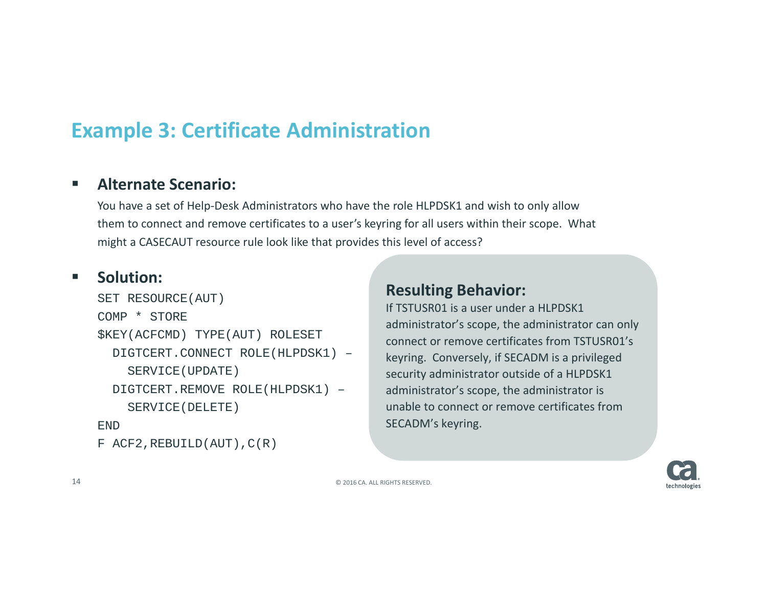# Example 3: Certificate Administration

- **Alternate Scenario:**

  You have a set of Help-Desk Administrators who have the role HLPDSK1 and wish to only allow them to connect and remove certificates to a user's keyring for all users within their scope. What might a CASECAUT resource rule look like that provides this level of access?

- **Solution:**

```
SET RESOURCE(AUT)
COMP * STORE
$KEY(ACFCMD) TYPE(AUT) ROLESET
  DIGTCERT.CONNECT ROLE(HLPDSK1) –
    SERVICE(UPDATE)
  DIGTCERT.REMOVE ROLE(HLPDSK1) –
    SERVICE(DELETE)
END
F ACF2,REBUILD(AUT),C(R)
```

## Resulting Behavior:

If TSTUSR01 is a user under a HLPDSK1 administrator's scope, the administrator can only connect or remove certificates from TSTUSR01's keyring. Conversely, if SECADM is a privileged security administrator outside of a HLPDSK1 administrator's scope, the administrator is unable to connect or remove certificates from SECADM's keyring.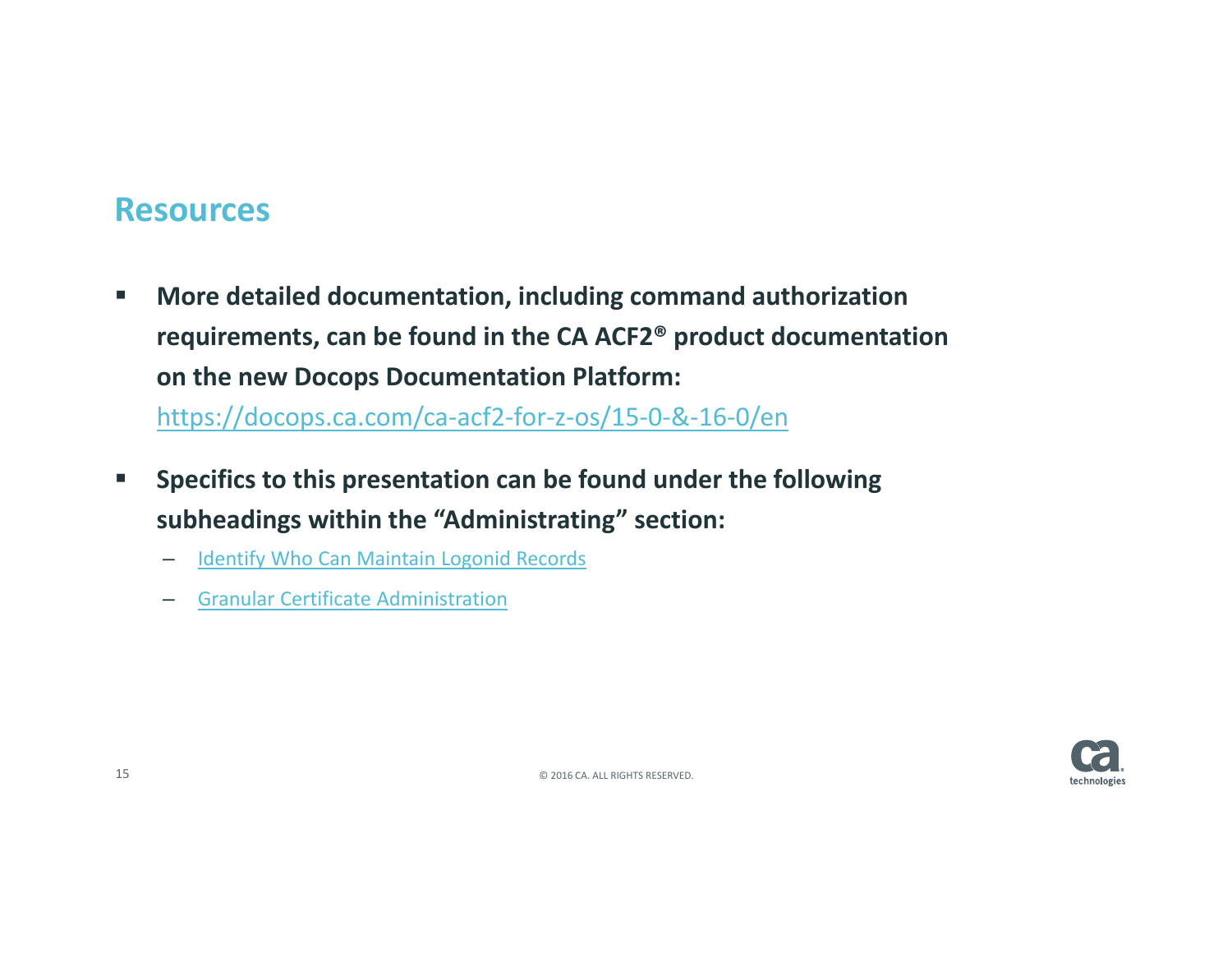## Resources

- **More detailed documentation, including command authorization requirements, can be found in the CA ACF2® product documentation on the new Docops Documentation Platform:** https://docops.ca.com/ca-acf2-for-z-os/15-0-&-16-0/en
- **Specifics to this presentation can be found under the following subheadings within the "Administrating" section:**
  - Identify Who Can Maintain Logonid Records
  - Granular Certificate Administration

© 2016 CA. ALL RIGHTS RESERVED.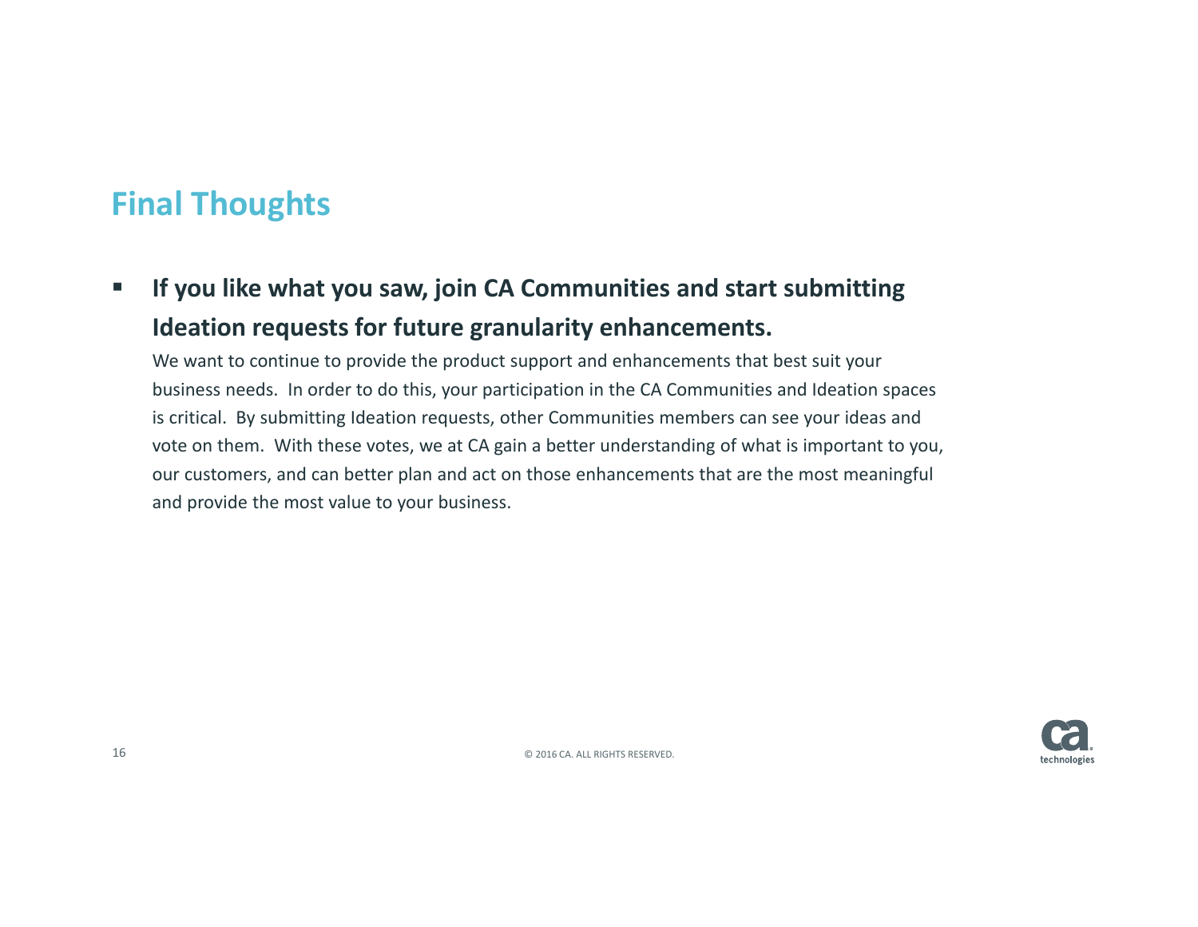# Final Thoughts

- **If you like what you saw, join CA Communities and start submitting Ideation requests for future granularity enhancements.**

  We want to continue to provide the product support and enhancements that best suit your business needs. In order to do this, your participation in the CA Communities and Ideation spaces is critical. By submitting Ideation requests, other Communities members can see your ideas and vote on them. With these votes, we at CA gain a better understanding of what is important to you, our customers, and can better plan and act on those enhancements that are the most meaningful and provide the most value to your business.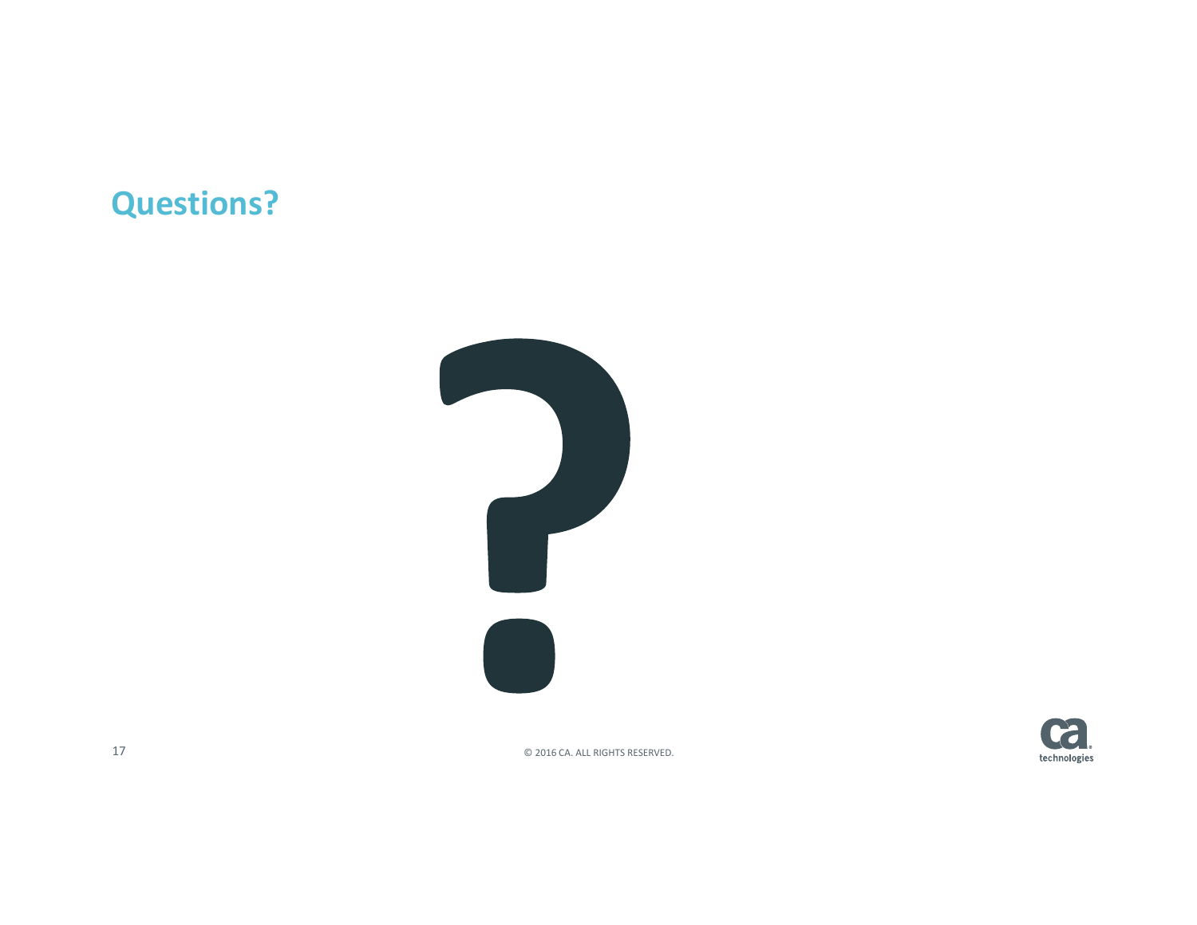# Questions?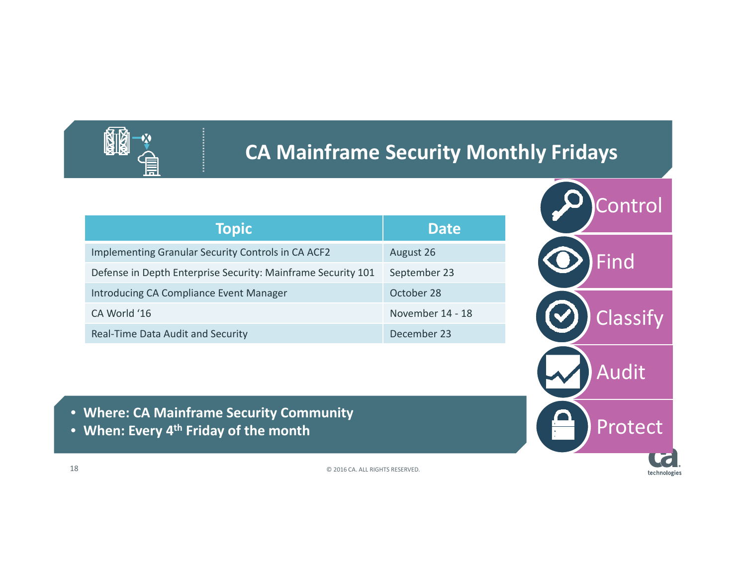# CA Mainframe Security Monthly Fridays

| Topic | Date |
| --- | --- |
| Implementing Granular Security Controls in CA ACF2 | August 26 |
| Defense in Depth Enterprise Security: Mainframe Security 101 | September 23 |
| Introducing CA Compliance Event Manager | October 28 |
| CA World '16 | November 14 - 18 |
| Real-Time Data Audit and Security | December 23 |

- **Where: CA Mainframe Security Community**
- **When: Every 4th Friday of the month**

Control

Find

Classify

Audit

Protect

© 2016 CA. ALL RIGHTS RESERVED.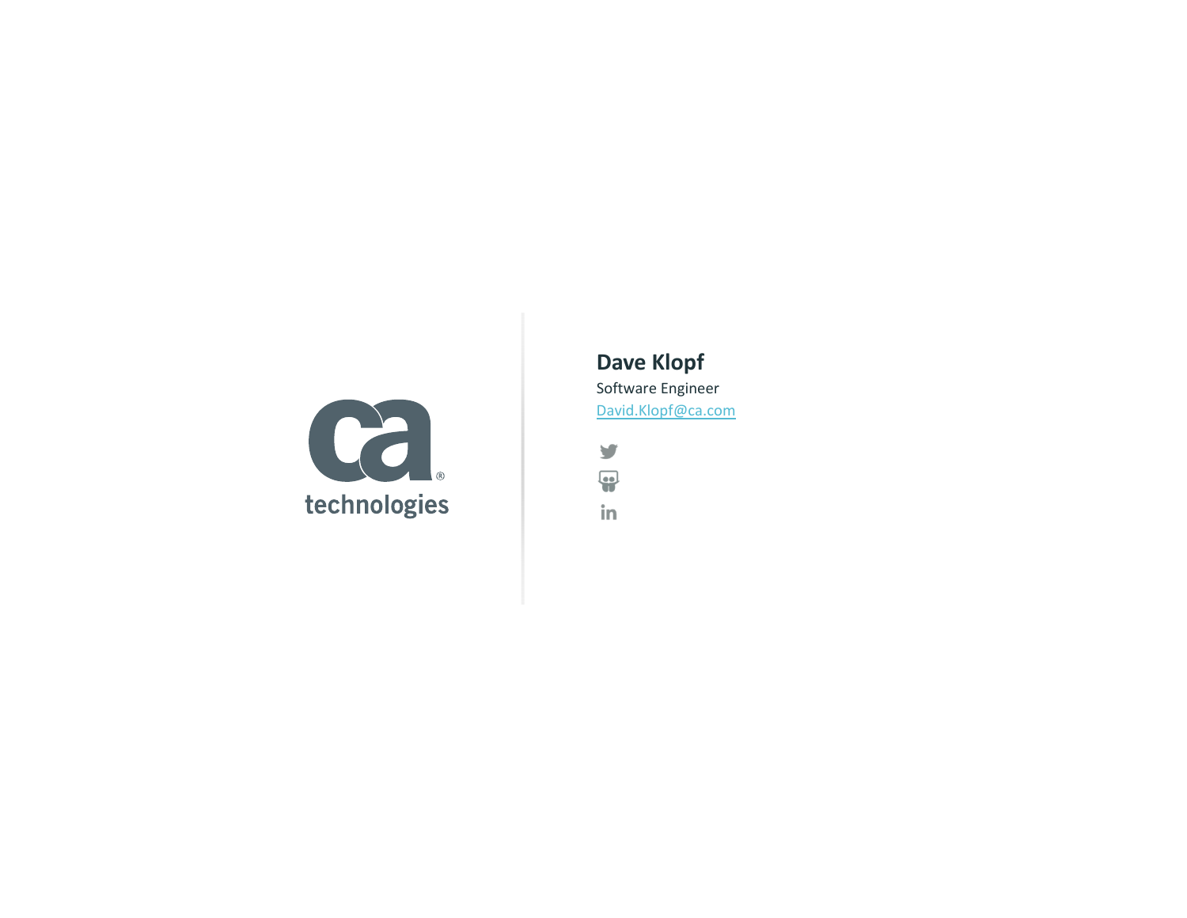ca technologies

**Dave Klopf**

Software Engineer

David.Klopf@ca.com